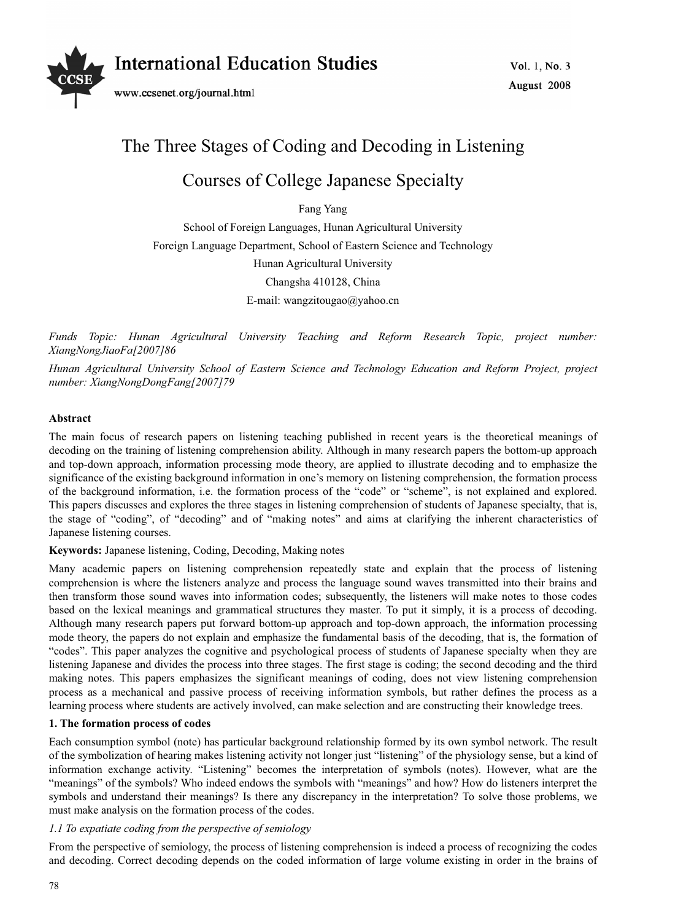# The Three Stages of Coding and Decoding in Listening Courses of College Japanese Specialty

Fang Yang

School of Foreign Languages, Hunan Agricultural University

Foreign Language Department, School of Eastern Science and Technology

Hunan Agricultural University

Changsha 410128, China

E-mail: wangzitougao@yahoo.cn

*Funds Topic: Hunan Agricultural University Teaching and Reform Research Topic, project number: XiangNongJiaoFa[2007]86*

*Hunan Agricultural University School of Eastern Science and Technology Education and Reform Project, project number: XiangNongDongFang[2007]79*

**Abstract**

The main focus of research papers on listening teaching published in recent years is the theoretical meanings of decoding on the training of listening comprehension ability. Although in many research papers the bottom-up approach and top-down approach, information processing mode theory, are applied to illustrate decoding and to emphasize the significance of the existing background information in one's memory on listening comprehension, the formation process of the background information, i.e. the formation process of the "code" or "scheme", is not explained and explored. This papers discusses and explores the three stages in listening comprehension of students of Japanese specialty, that is, the stage of "coding", of "decoding" and of "making notes" and aims at clarifying the inherent characteristics of Japanese listening courses.

**Keywords:** Japanese listening, Coding, Decoding, Making notes

Many academic papers on listening comprehension repeatedly state and explain that the process of listening comprehension is where the listeners analyze and process the language sound waves transmitted into their brains and then transform those sound waves into information codes; subsequently, the listeners will make notes to those codes based on the lexical meanings and grammatical structures they master. To put it simply, it is a process of decoding. Although many research papers put forward bottom-up approach and top-down approach, the information processing mode theory, the papers do not explain and emphasize the fundamental basis of the decoding, that is, the formation of "codes". This paper analyzes the cognitive and psychological process of students of Japanese specialty when they are listening Japanese and divides the process into three stages. The first stage is coding; the second decoding and the third making notes. This papers emphasizes the significant meanings of coding, does not view listening comprehension process as a mechanical and passive process of receiving information symbols, but rather defines the process as a learning process where students are actively involved, can make selection and are constructing their knowledge trees.

## 1. The formation process of codes

Each consumption symbol (note) has particular background relationship formed by its own symbol network. The result of the symbolization of hearing makes listening activity not longer just "listening" of the physiology sense, but a kind of information exchange activity. "Listening" becomes the interpretation of symbols (notes). However, what are the "meanings" of the symbols? Who indeed endows the symbols with "meanings" and how? How do listeners interpret the symbols and understand their meanings? Is there any discrepancy in the interpretation? To solve those problems, we must make analysis on the formation process of the codes.

### *1.1 To expatiate coding from the perspective of semiology*

From the perspective of semiology, the process of listening comprehension is indeed a process of recognizing the codes and decoding. Correct decoding depends on the coded information of large volume existing in order in the brains of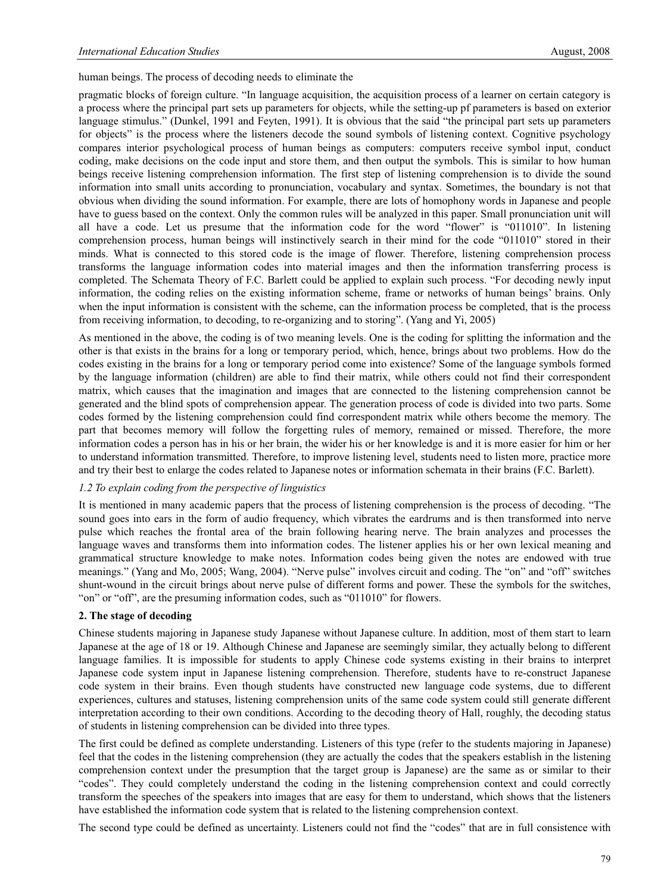human beings. The process of decoding needs to eliminate the

pragmatic blocks of foreign culture. "In language acquisition, the acquisition process of a learner on certain category is a process where the principal part sets up parameters for objects, while the setting-up pf parameters is based on exterior language stimulus." (Dunkel, 1991 and Feyten, 1991). It is obvious that the said "the principal part sets up parameters for objects" is the process where the listeners decode the sound symbols of listening context. Cognitive psychology compares interior psychological process of human beings as computers: computers receive symbol input, conduct coding, make decisions on the code input and store them, and then output the symbols. This is similar to how human beings receive listening comprehension information. The first step of listening comprehension is to divide the sound information into small units according to pronunciation, vocabulary and syntax. Sometimes, the boundary is not that obvious when dividing the sound information. For example, there are lots of homophony words in Japanese and people have to guess based on the context. Only the common rules will be analyzed in this paper. Small pronunciation unit will all have a code. Let us presume that the information code for the word "flower" is "011010". In listening comprehension process, human beings will instinctively search in their mind for the code "011010" stored in their minds. What is connected to this stored code is the image of flower. Therefore, listening comprehension process transforms the language information codes into material images and then the information transferring process is completed. The Schemata Theory of F.C. Barlett could be applied to explain such process. "For decoding newly input information, the coding relies on the existing information scheme, frame or networks of human beings' brains. Only when the input information is consistent with the scheme, can the information process be completed, that is the process from receiving information, to decoding, to re-organizing and to storing". (Yang and Yi, 2005)

As mentioned in the above, the coding is of two meaning levels. One is the coding for splitting the information and the other is that exists in the brains for a long or temporary period, which, hence, brings about two problems. How do the codes existing in the brains for a long or temporary period come into existence? Some of the language symbols formed by the language information (children) are able to find their matrix, while others could not find their correspondent matrix, which causes that the imagination and images that are connected to the listening comprehension cannot be generated and the blind spots of comprehension appear. The generation process of code is divided into two parts. Some codes formed by the listening comprehension could find correspondent matrix while others become the memory. The part that becomes memory will follow the forgetting rules of memory, remained or missed. Therefore, the more information codes a person has in his or her brain, the wider his or her knowledge is and it is more easier for him or her to understand information transmitted. Therefore, to improve listening level, students need to listen more, practice more and try their best to enlarge the codes related to Japanese notes or information schemata in their brains (F.C. Barlett).

### *1.2 To explain coding from the perspective of linguistics*

It is mentioned in many academic papers that the process of listening comprehension is the process of decoding. "The sound goes into ears in the form of audio frequency, which vibrates the eardrums and is then transformed into nerve pulse which reaches the frontal area of the brain following hearing nerve. The brain analyzes and processes the language waves and transforms them into information codes. The listener applies his or her own lexical meaning and grammatical structure knowledge to make notes. Information codes being given the notes are endowed with true meanings." (Yang and Mo, 2005; Wang, 2004). "Nerve pulse" involves circuit and coding. The "on" and "off" switches shunt-wound in the circuit brings about nerve pulse of different forms and power. These the symbols for the switches, "on" or "off", are the presuming information codes, such as "011010" for flowers.

## **2. The stage of decoding**

Chinese students majoring in Japanese study Japanese without Japanese culture. In addition, most of them start to learn Japanese at the age of 18 or 19. Although Chinese and Japanese are seemingly similar, they actually belong to different language families. It is impossible for students to apply Chinese code systems existing in their brains to interpret Japanese code system input in Japanese listening comprehension. Therefore, students have to re-construct Japanese code system in their brains. Even though students have constructed new language code systems, due to different experiences, cultures and statuses, listening comprehension units of the same code system could still generate different interpretation according to their own conditions. According to the decoding theory of Hall, roughly, the decoding status of students in listening comprehension can be divided into three types.

The first could be defined as complete understanding. Listeners of this type (refer to the students majoring in Japanese) feel that the codes in the listening comprehension (they are actually the codes that the speakers establish in the listening comprehension context under the presumption that the target group is Japanese) are the same as or similar to their "codes". They could completely understand the coding in the listening comprehension context and could correctly transform the speeches of the speakers into images that are easy for them to understand, which shows that the listeners have established the information code system that is related to the listening comprehension context.

The second type could be defined as uncertainty. Listeners could not find the "codes" that are in full consistence with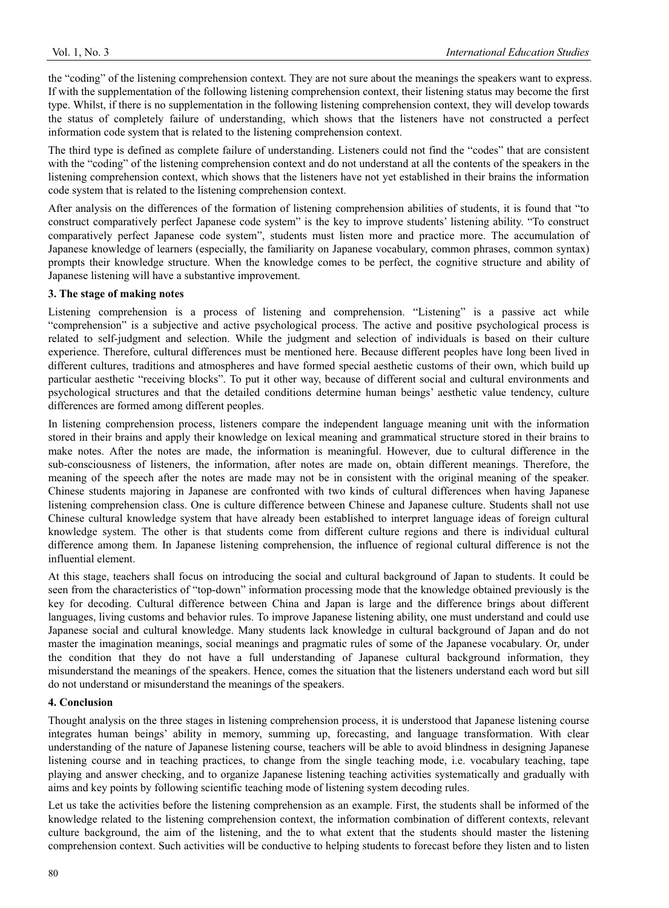the "coding" of the listening comprehension context. They are not sure about the meanings the speakers want to express. If with the supplementation of the following listening comprehension context, their listening status may become the first type. Whilst, if there is no supplementation in the following listening comprehension context, they will develop towards the status of completely failure of understanding, which shows that the listeners have not constructed a perfect information code system that is related to the listening comprehension context.

The third type is defined as complete failure of understanding. Listeners could not find the "codes" that are consistent with the "coding" of the listening comprehension context and do not understand at all the contents of the speakers in the listening comprehension context, which shows that the listeners have not yet established in their brains the information code system that is related to the listening comprehension context.

After analysis on the differences of the formation of listening comprehension abilities of students, it is found that "to construct comparatively perfect Japanese code system" is the key to improve students' listening ability. "To construct comparatively perfect Japanese code system", students must listen more and practice more. The accumulation of Japanese knowledge of learners (especially, the familiarity on Japanese vocabulary, common phrases, common syntax) prompts their knowledge structure. When the knowledge comes to be perfect, the cognitive structure and ability of Japanese listening will have a substantive improvement.

### 3. The stage of making notes

Listening comprehension is a process of listening and comprehension. "Listening" is a passive act while "comprehension" is a subjective and active psychological process. The active and positive psychological process is related to self-judgment and selection. While the judgment and selection of individuals is based on their culture experience. Therefore, cultural differences must be mentioned here. Because different peoples have long been lived in different cultures, traditions and atmospheres and have formed special aesthetic customs of their own, which build up particular aesthetic "receiving blocks". To put it other way, because of different social and cultural environments and psychological structures and that the detailed conditions determine human beings' aesthetic value tendency, culture differences are formed among different peoples.

In listening comprehension process, listeners compare the independent language meaning unit with the information stored in their brains and apply their knowledge on lexical meaning and grammatical structure stored in their brains to make notes. After the notes are made, the information is meaningful. However, due to cultural difference in the sub-consciousness of listeners, the information, after notes are made on, obtain different meanings. Therefore, the meaning of the speech after the notes are made may not be in consistent with the original meaning of the speaker. Chinese students majoring in Japanese are confronted with two kinds of cultural differences when having Japanese listening comprehension class. One is culture difference between Chinese and Japanese culture. Students shall not use Chinese cultural knowledge system that have already been established to interpret language ideas of foreign cultural knowledge system. The other is that students come from different culture regions and there is individual cultural difference among them. In Japanese listening comprehension, the influence of regional cultural difference is not the influential element.

At this stage, teachers shall focus on introducing the social and cultural background of Japan to students. It could be seen from the characteristics of "top-down" information processing mode that the knowledge obtained previously is the key for decoding. Cultural difference between China and Japan is large and the difference brings about different languages, living customs and behavior rules. To improve Japanese listening ability, one must understand and could use Japanese social and cultural knowledge. Many students lack knowledge in cultural background of Japan and do not master the imagination meanings, social meanings and pragmatic rules of some of the Japanese vocabulary. Or, under the condition that they do not have a full understanding of Japanese cultural background information, they misunderstand the meanings of the speakers. Hence, comes the situation that the listeners understand each word but sill do not understand or misunderstand the meanings of the speakers.

### 4. Conclusion

Thought analysis on the three stages in listening comprehension process, it is understood that Japanese listening course integrates human beings' ability in memory, summing up, forecasting, and language transformation. With clear understanding of the nature of Japanese listening course, teachers will be able to avoid blindness in designing Japanese listening course and in teaching practices, to change from the single teaching mode, i.e. vocabulary teaching, tape playing and answer checking, and to organize Japanese listening teaching activities systematically and gradually with aims and key points by following scientific teaching mode of listening system decoding rules.

Let us take the activities before the listening comprehension as an example. First, the students shall be informed of the knowledge related to the listening comprehension context, the information combination of different contexts, relevant culture background, the aim of the listening, and the to what extent that the students should master the listening comprehension context. Such activities will be conductive to helping students to forecast before they listen and to listen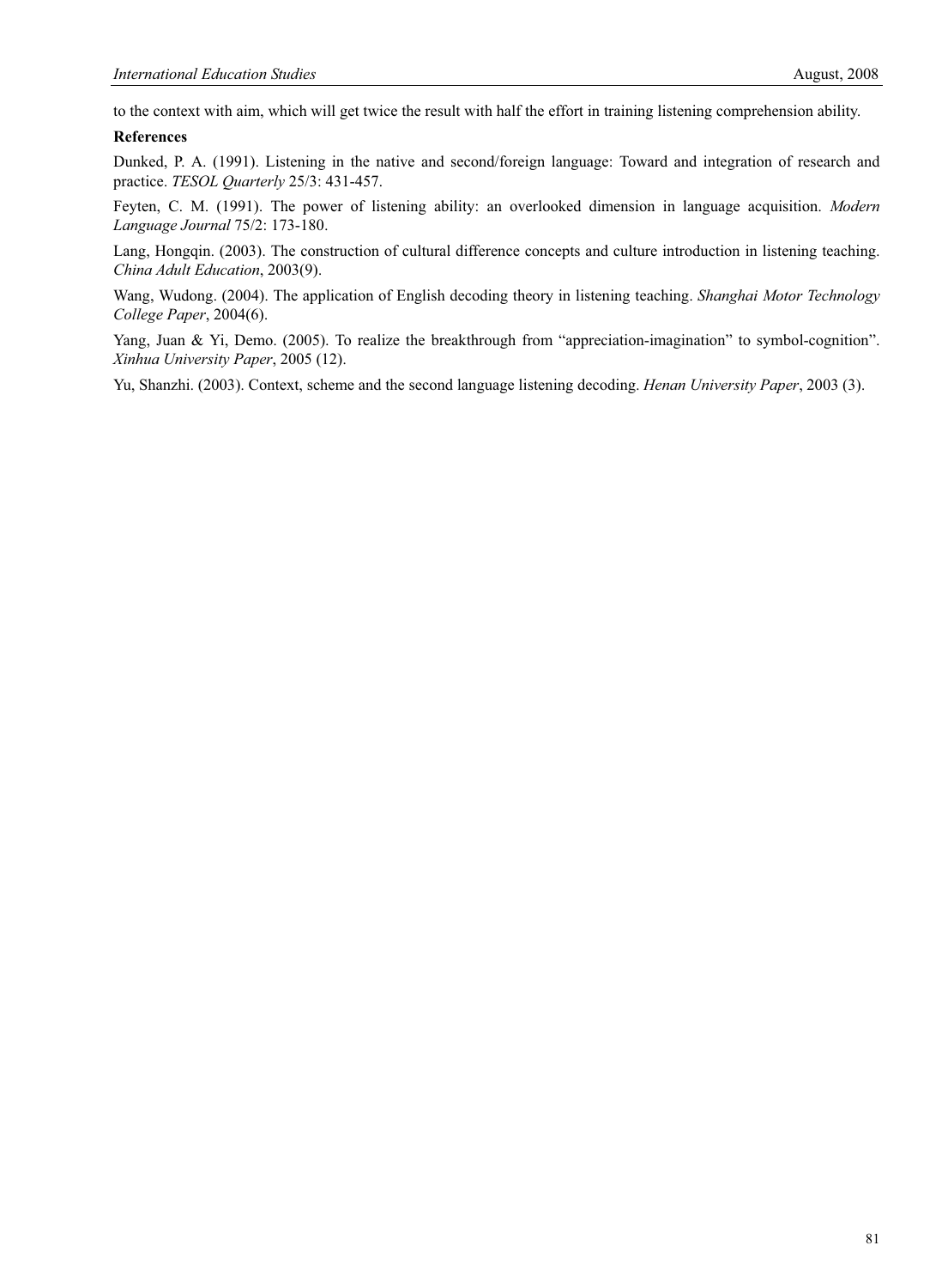to the context with aim, which will get twice the result with half the effort in training listening comprehension ability.

**References**

Dunked, P. A. (1991). Listening in the native and second/foreign language: Toward and integration of research and practice. *TESOL Quarterly* 25/3: 431-457.

Feyten, C. M. (1991). The power of listening ability: an overlooked dimension in language acquisition. *Modern Language Journal* 75/2: 173-180.

Lang, Hongqin. (2003). The construction of cultural difference concepts and culture introduction in listening teaching. *China Adult Education*, 2003(9).

Wang, Wudong. (2004). The application of English decoding theory in listening teaching. *Shanghai Motor Technology College Paper*, 2004(6).

Yang, Juan & Yi, Demo. (2005). To realize the breakthrough from "appreciation-imagination" to symbol-cognition". *Xinhua University Paper*, 2005 (12).

Yu, Shanzhi. (2003). Context, scheme and the second language listening decoding. *Henan University Paper*, 2003 (3).